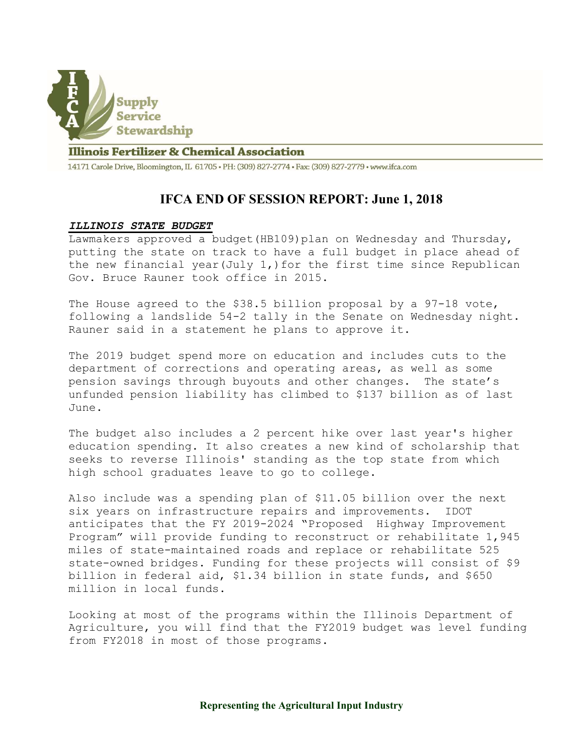Supply
Service
Stewardship

**Illinois Fertilizer & Chemical Association**

14171 Carole Drive, Bloomington, IL 61705 • PH: (309) 827-2774 • Fax: (309) 827-2779 • www.ifca.com

# IFCA END OF SESSION REPORT: June 1, 2018

## ***ILLINOIS STATE BUDGET***

Lawmakers approved a budget(HB109)plan on Wednesday and Thursday, putting the state on track to have a full budget in place ahead of the new financial year(July 1,)for the first time since Republican Gov. Bruce Rauner took office in 2015.

The House agreed to the $38.5 billion proposal by a 97-18 vote, following a landslide 54-2 tally in the Senate on Wednesday night. Rauner said in a statement he plans to approve it.

The 2019 budget spend more on education and includes cuts to the department of corrections and operating areas, as well as some pension savings through buyouts and other changes. The state's unfunded pension liability has climbed to $137 billion as of last June.

The budget also includes a 2 percent hike over last year's higher education spending. It also creates a new kind of scholarship that seeks to reverse Illinois' standing as the top state from which high school graduates leave to go to college.

Also include was a spending plan of $11.05 billion over the next six years on infrastructure repairs and improvements. IDOT anticipates that the FY 2019-2024 "Proposed Highway Improvement Program" will provide funding to reconstruct or rehabilitate 1,945 miles of state-maintained roads and replace or rehabilitate 525 state-owned bridges. Funding for these projects will consist of $9 billion in federal aid, $1.34 billion in state funds, and $650 million in local funds.

Looking at most of the programs within the Illinois Department of Agriculture, you will find that the FY2019 budget was level funding from FY2018 in most of those programs.

**Representing the Agricultural Input Industry**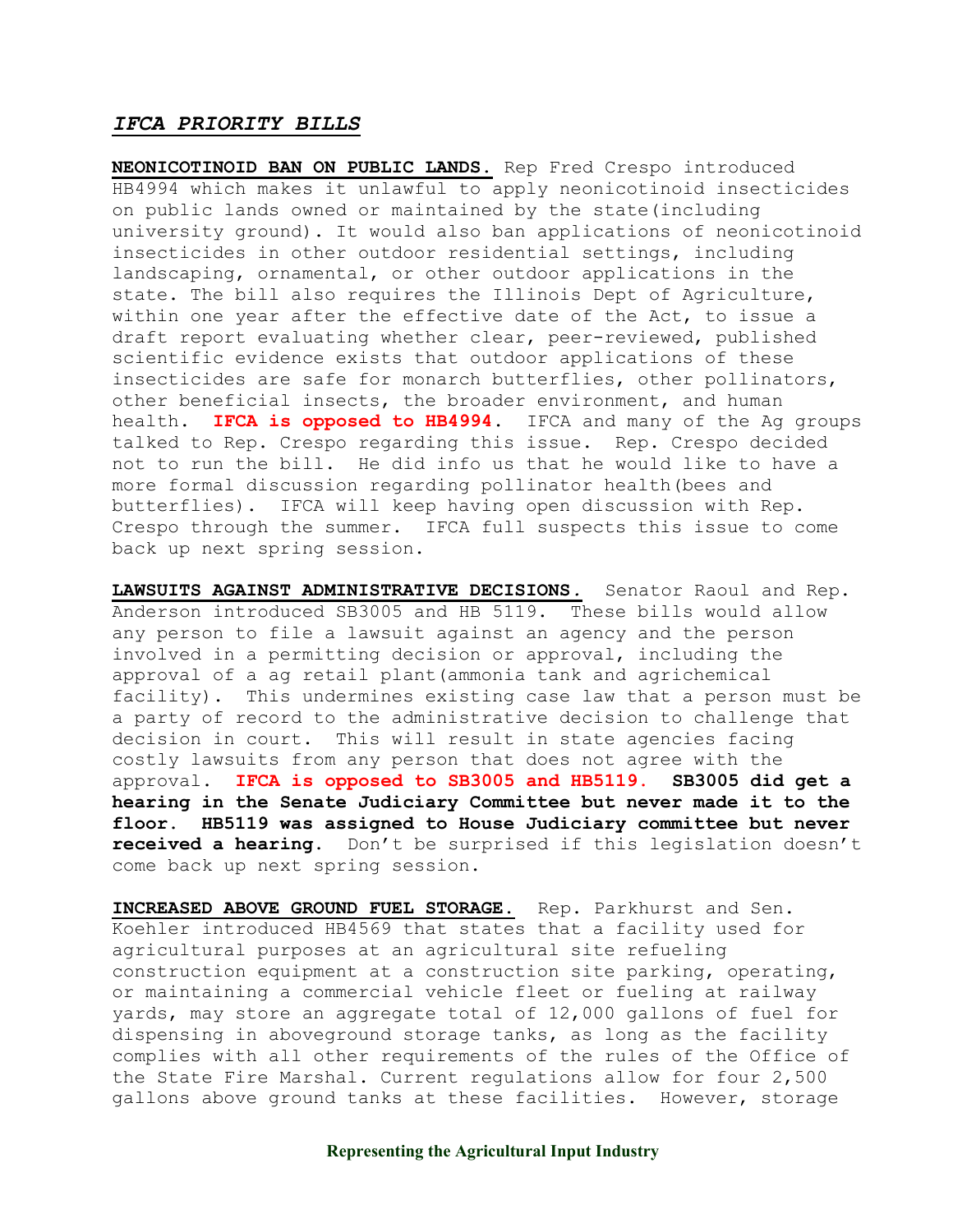## *IFCA PRIORITY BILLS*

**NEONICOTINOID BAN ON PUBLIC LANDS.** Rep Fred Crespo introduced HB4994 which makes it unlawful to apply neonicotinoid insecticides on public lands owned or maintained by the state(including university ground). It would also ban applications of neonicotinoid insecticides in other outdoor residential settings, including landscaping, ornamental, or other outdoor applications in the state. The bill also requires the Illinois Dept of Agriculture, within one year after the effective date of the Act, to issue a draft report evaluating whether clear, peer-reviewed, published scientific evidence exists that outdoor applications of these insecticides are safe for monarch butterflies, other pollinators, other beneficial insects, the broader environment, and human health. **IFCA is opposed to HB4994**. IFCA and many of the Ag groups talked to Rep. Crespo regarding this issue. Rep. Crespo decided not to run the bill. He did info us that he would like to have a more formal discussion regarding pollinator health(bees and butterflies). IFCA will keep having open discussion with Rep. Crespo through the summer. IFCA full suspects this issue to come back up next spring session.

**LAWSUITS AGAINST ADMINISTRATIVE DECISIONS.** Senator Raoul and Rep. Anderson introduced SB3005 and HB 5119. These bills would allow any person to file a lawsuit against an agency and the person involved in a permitting decision or approval, including the approval of a ag retail plant(ammonia tank and agrichemical facility). This undermines existing case law that a person must be a party of record to the administrative decision to challenge that decision in court. This will result in state agencies facing costly lawsuits from any person that does not agree with the approval. **IFCA is opposed to SB3005 and HB5119. SB3005 did get a hearing in the Senate Judiciary Committee but never made it to the floor. HB5119 was assigned to House Judiciary committee but never received a hearing.** Don't be surprised if this legislation doesn't come back up next spring session.

**INCREASED ABOVE GROUND FUEL STORAGE.** Rep. Parkhurst and Sen. Koehler introduced HB4569 that states that a facility used for agricultural purposes at an agricultural site refueling construction equipment at a construction site parking, operating, or maintaining a commercial vehicle fleet or fueling at railway yards, may store an aggregate total of 12,000 gallons of fuel for dispensing in aboveground storage tanks, as long as the facility complies with all other requirements of the rules of the Office of the State Fire Marshal. Current regulations allow for four 2,500 gallons above ground tanks at these facilities. However, storage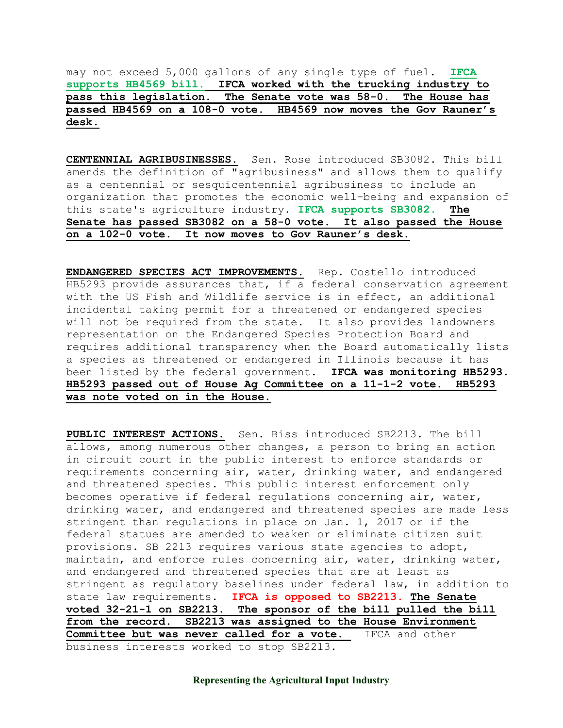may not exceed 5,000 gallons of any single type of fuel. **IFCA supports HB4569 bill. IFCA worked with the trucking industry to pass this legislation. The Senate vote was 58-0. The House has passed HB4569 on a 108-0 vote. HB4569 now moves the Gov Rauner's desk.**

**CENTENNIAL AGRIBUSINESSES.** Sen. Rose introduced SB3082. This bill amends the definition of "agribusiness" and allows them to qualify as a centennial or sesquicentennial agribusiness to include an organization that promotes the economic well-being and expansion of this state's agriculture industry. **IFCA supports SB3082. The Senate has passed SB3082 on a 58-0 vote. It also passed the House on a 102-0 vote. It now moves to Gov Rauner's desk.**

**ENDANGERED SPECIES ACT IMPROVEMENTS.** Rep. Costello introduced HB5293 provide assurances that, if a federal conservation agreement with the US Fish and Wildlife service is in effect, an additional incidental taking permit for a threatened or endangered species will not be required from the state. It also provides landowners representation on the Endangered Species Protection Board and requires additional transparency when the Board automatically lists a species as threatened or endangered in Illinois because it has been listed by the federal government. **IFCA was monitoring HB5293. HB5293 passed out of House Ag Committee on a 11-1-2 vote. HB5293 was note voted on in the House.**

**PUBLIC INTEREST ACTIONS.** Sen. Biss introduced SB2213. The bill allows, among numerous other changes, a person to bring an action in circuit court in the public interest to enforce standards or requirements concerning air, water, drinking water, and endangered and threatened species. This public interest enforcement only becomes operative if federal regulations concerning air, water, drinking water, and endangered and threatened species are made less stringent than regulations in place on Jan. 1, 2017 or if the federal statues are amended to weaken or eliminate citizen suit provisions. SB 2213 requires various state agencies to adopt, maintain, and enforce rules concerning air, water, drinking water, and endangered and threatened species that are at least as stringent as regulatory baselines under federal law, in addition to state law requirements. **IFCA is opposed to SB2213. The Senate voted 32-21-1 on SB2213. The sponsor of the bill pulled the bill from the record. SB2213 was assigned to the House Environment Committee but was never called for a vote.** IFCA and other business interests worked to stop SB2213.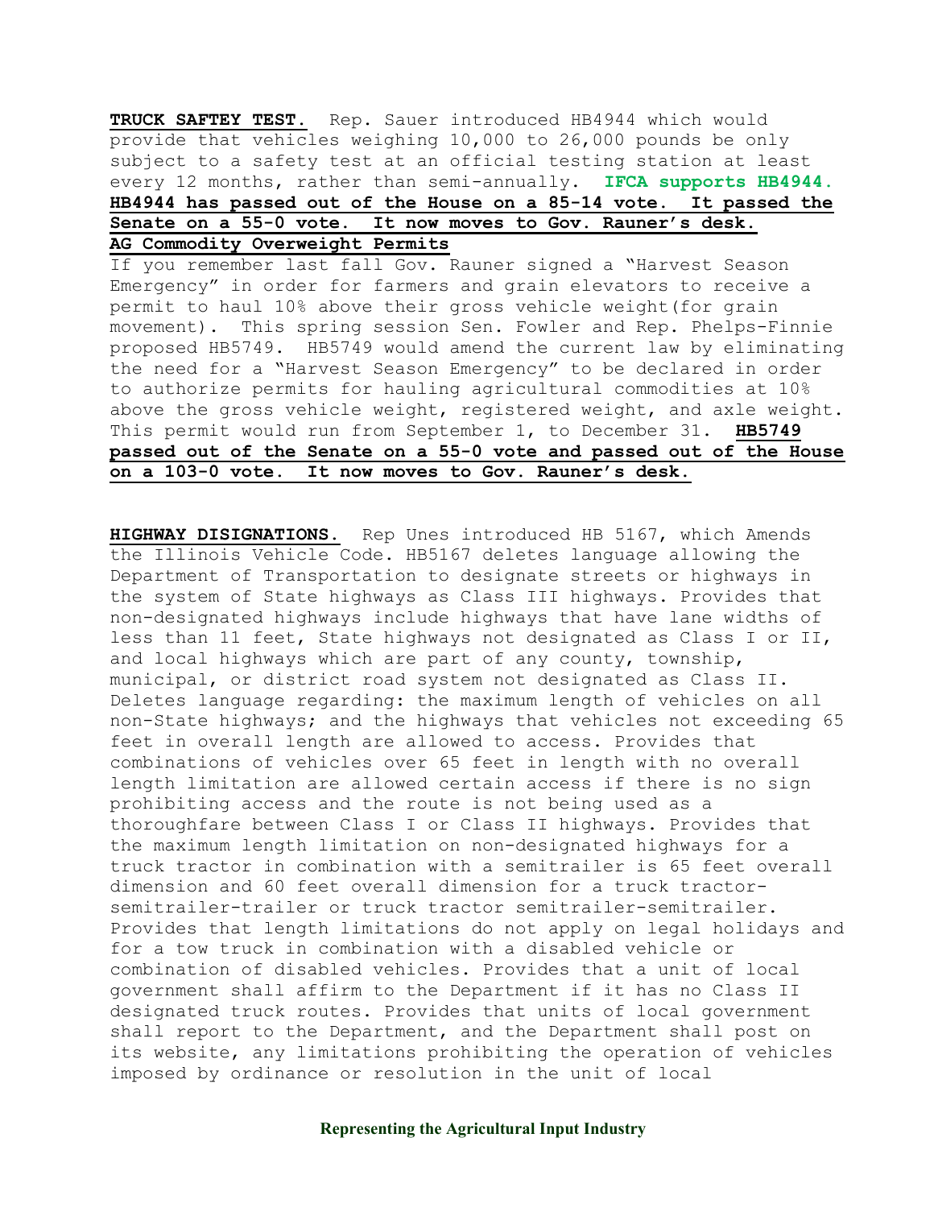**TRUCK SAFTEY TEST.** Rep. Sauer introduced HB4944 which would provide that vehicles weighing 10,000 to 26,000 pounds be only subject to a safety test at an official testing station at least every 12 months, rather than semi-annually. **IFCA supports HB4944.** **HB4944 has passed out of the House on a 85-14 vote. It passed the Senate on a 55-0 vote. It now moves to Gov. Rauner's desk.**

**AG Commodity Overweight Permits**

If you remember last fall Gov. Rauner signed a "Harvest Season Emergency" in order for farmers and grain elevators to receive a permit to haul 10% above their gross vehicle weight(for grain movement). This spring session Sen. Fowler and Rep. Phelps-Finnie proposed HB5749. HB5749 would amend the current law by eliminating the need for a "Harvest Season Emergency" to be declared in order to authorize permits for hauling agricultural commodities at 10% above the gross vehicle weight, registered weight, and axle weight. This permit would run from September 1, to December 31. **HB5749 passed out of the Senate on a 55-0 vote and passed out of the House on a 103-0 vote. It now moves to Gov. Rauner's desk.**

**HIGHWAY DISIGNATIONS.** Rep Unes introduced HB 5167, which Amends the Illinois Vehicle Code. HB5167 deletes language allowing the Department of Transportation to designate streets or highways in the system of State highways as Class III highways. Provides that non-designated highways include highways that have lane widths of less than 11 feet, State highways not designated as Class I or II, and local highways which are part of any county, township, municipal, or district road system not designated as Class II. Deletes language regarding: the maximum length of vehicles on all non-State highways; and the highways that vehicles not exceeding 65 feet in overall length are allowed to access. Provides that combinations of vehicles over 65 feet in length with no overall length limitation are allowed certain access if there is no sign prohibiting access and the route is not being used as a thoroughfare between Class I or Class II highways. Provides that the maximum length limitation on non-designated highways for a truck tractor in combination with a semitrailer is 65 feet overall dimension and 60 feet overall dimension for a truck tractor-semitrailer-trailer or truck tractor semitrailer-semitrailer. Provides that length limitations do not apply on legal holidays and for a tow truck in combination with a disabled vehicle or combination of disabled vehicles. Provides that a unit of local government shall affirm to the Department if it has no Class II designated truck routes. Provides that units of local government shall report to the Department, and the Department shall post on its website, any limitations prohibiting the operation of vehicles imposed by ordinance or resolution in the unit of local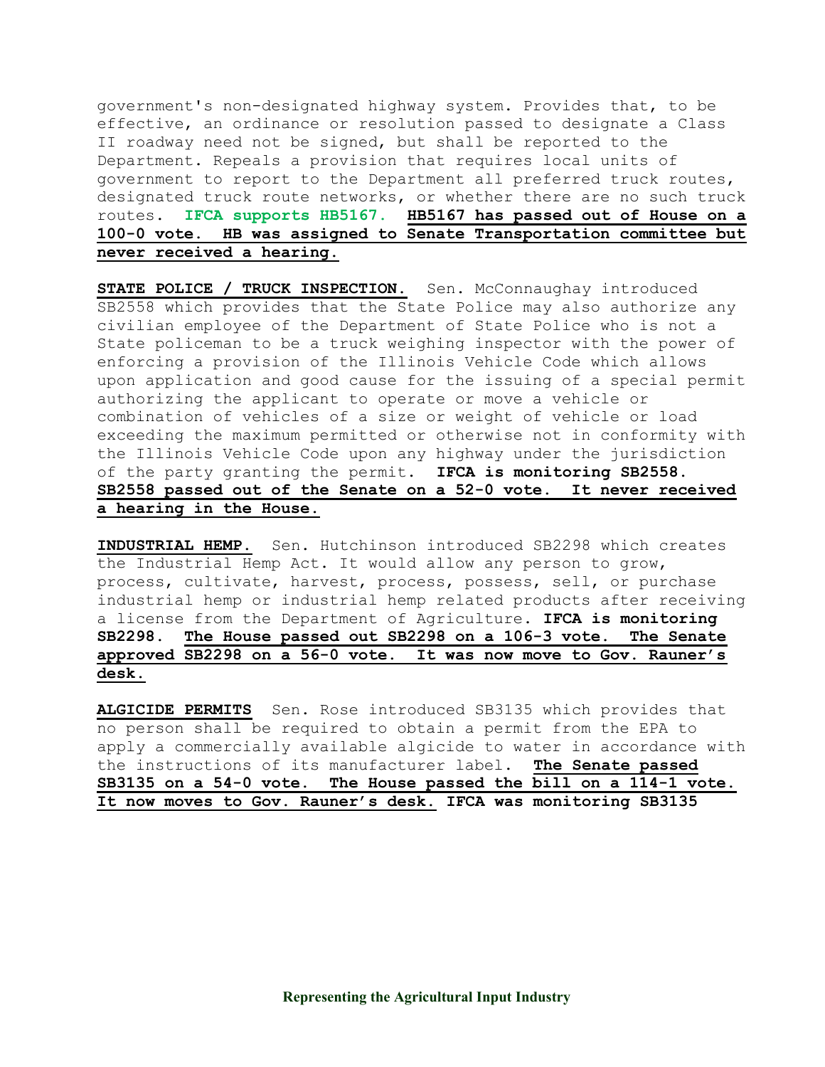government's non-designated highway system. Provides that, to be effective, an ordinance or resolution passed to designate a Class II roadway need not be signed, but shall be reported to the Department. Repeals a provision that requires local units of government to report to the Department all preferred truck routes, designated truck route networks, or whether there are no such truck routes. **IFCA supports HB5167.** **HB5167 has passed out of House on a 100-0 vote. HB was assigned to Senate Transportation committee but never received a hearing.**

**STATE POLICE / TRUCK INSPECTION.** Sen. McConnaughay introduced SB2558 which provides that the State Police may also authorize any civilian employee of the Department of State Police who is not a State policeman to be a truck weighing inspector with the power of enforcing a provision of the Illinois Vehicle Code which allows upon application and good cause for the issuing of a special permit authorizing the applicant to operate or move a vehicle or combination of vehicles of a size or weight of vehicle or load exceeding the maximum permitted or otherwise not in conformity with the Illinois Vehicle Code upon any highway under the jurisdiction of the party granting the permit. **IFCA is monitoring SB2558. SB2558 passed out of the Senate on a 52-0 vote. It never received a hearing in the House.**

**INDUSTRIAL HEMP.** Sen. Hutchinson introduced SB2298 which creates the Industrial Hemp Act. It would allow any person to grow, process, cultivate, harvest, process, possess, sell, or purchase industrial hemp or industrial hemp related products after receiving a license from the Department of Agriculture. **IFCA is monitoring SB2298. The House passed out SB2298 on a 106-3 vote. The Senate approved SB2298 on a 56-0 vote. It was now move to Gov. Rauner's desk.**

**ALGICIDE PERMITS** Sen. Rose introduced SB3135 which provides that no person shall be required to obtain a permit from the EPA to apply a commercially available algicide to water in accordance with the instructions of its manufacturer label. **The Senate passed SB3135 on a 54-0 vote. The House passed the bill on a 114-1 vote. It now moves to Gov. Rauner's desk. IFCA was monitoring SB3135**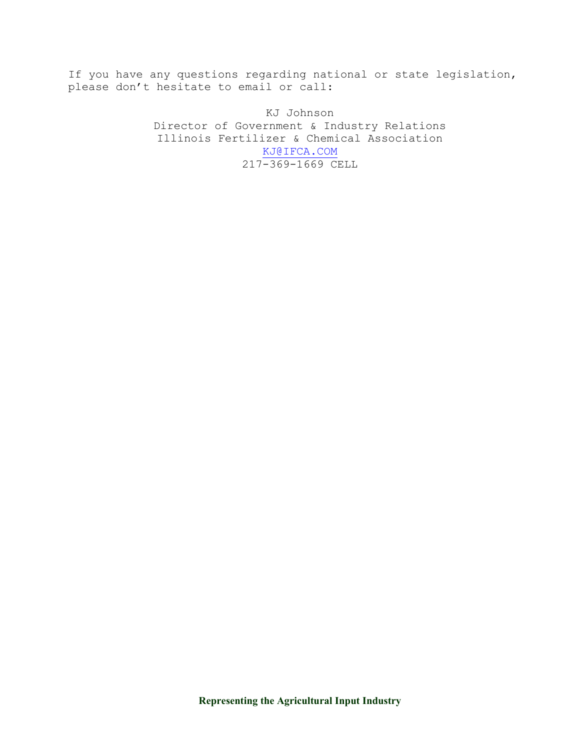If you have any questions regarding national or state legislation, please don't hesitate to email or call:

KJ Johnson
Director of Government & Industry Relations
Illinois Fertilizer & Chemical Association
KJ@IFCA.COM
217-369-1669 CELL